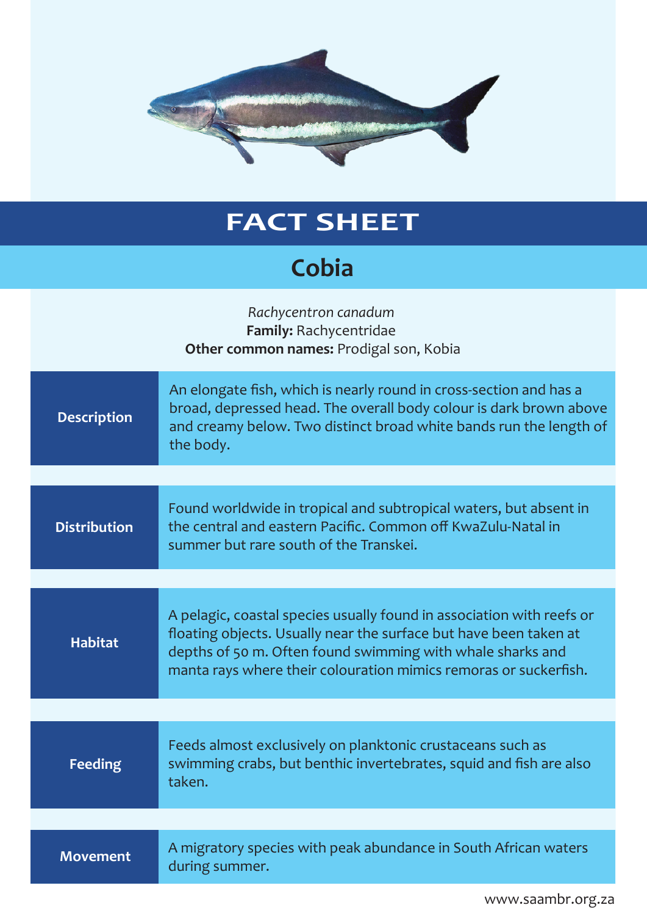# FACT SHEET

## Cobia

*Rachycentron canadum*
**Family:** Rachycentridae
**Other common names:** Prodigal son, Kobia

| | |
|---|---|
| **Description** | An elongate fish, which is nearly round in cross-section and has a broad, depressed head. The overall body colour is dark brown above and creamy below. Two distinct broad white bands run the length of the body. |
| **Distribution** | Found worldwide in tropical and subtropical waters, but absent in the central and eastern Pacific. Common off KwaZulu-Natal in summer but rare south of the Transkei. |
| **Habitat** | A pelagic, coastal species usually found in association with reefs or floating objects. Usually near the surface but have been taken at depths of 50 m. Often found swimming with whale sharks and manta rays where their colouration mimics remoras or suckerfish. |
| **Feeding** | Feeds almost exclusively on planktonic crustaceans such as swimming crabs, but benthic invertebrates, squid and fish are also taken. |
| **Movement** | A migratory species with peak abundance in South African waters during summer. |

www.saambr.org.za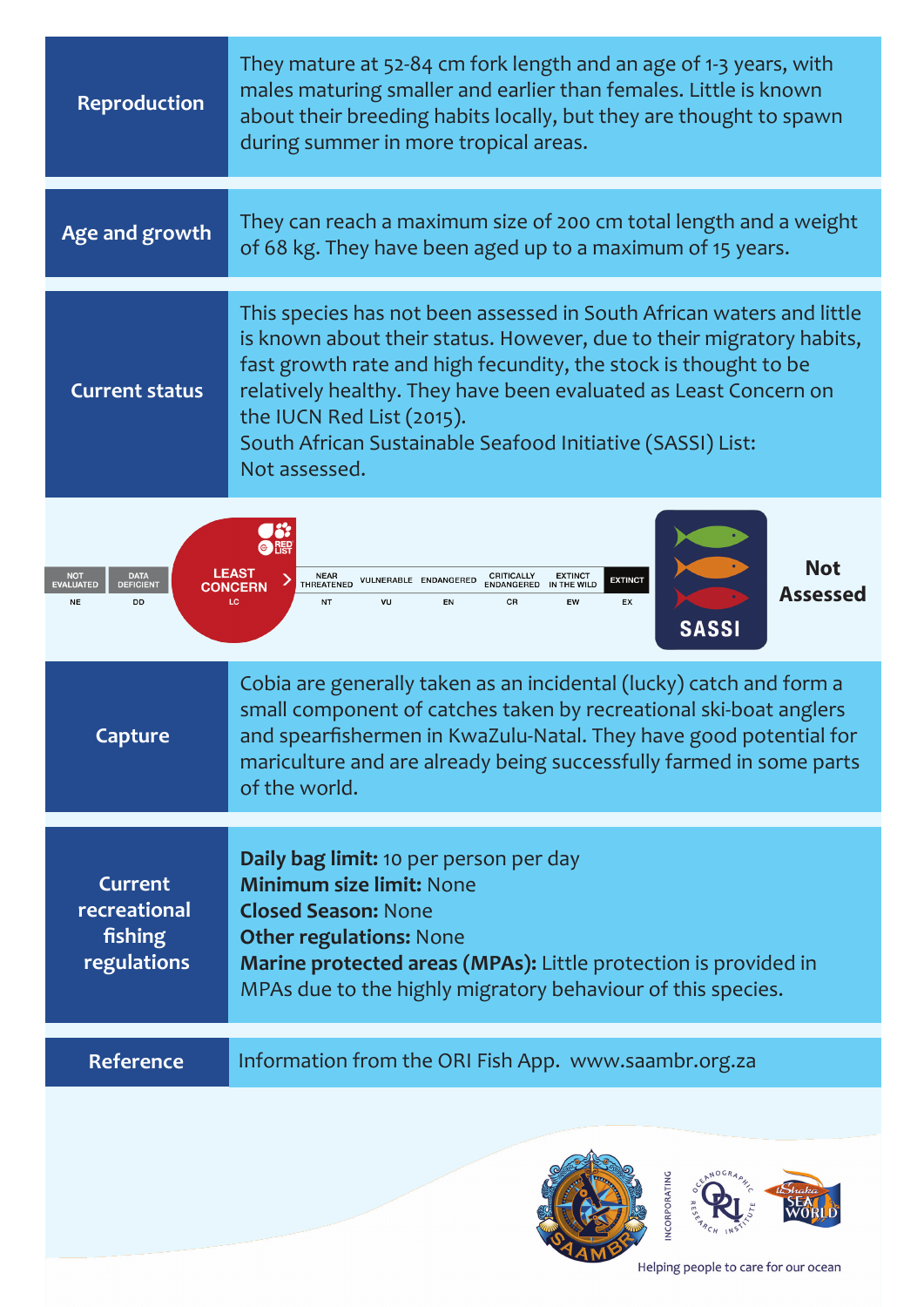| | |
| --- | --- |
| **Reproduction** | They mature at 52-84 cm fork length and an age of 1-3 years, with males maturing smaller and earlier than females. Little is known about their breeding habits locally, but they are thought to spawn during summer in more tropical areas. |
| **Age and growth** | They can reach a maximum size of 200 cm total length and a weight of 68 kg. They have been aged up to a maximum of 15 years. |
| **Current status** | This species has not been assessed in South African waters and little is known about their status. However, due to their migratory habits, fast growth rate and high fecundity, the stock is thought to be relatively healthy. They have been evaluated as Least Concern on the IUCN Red List (2015). South African Sustainable Seafood Initiative (SASSI) List: Not assessed. |

NOT EVALUATED NE | DATA DEFICIENT DD | LEAST CONCERN LC | NEAR THREATENED NT | VULNERABLE VU | ENDANGERED EN | CRITICALLY ENDANGERED CR | EXTINCT IN THE WILD EW | EXTINCT EX

SASSI

**Not Assessed**

| | |
| --- | --- |
| **Capture** | Cobia are generally taken as an incidental (lucky) catch and form a small component of catches taken by recreational ski-boat anglers and spearfishermen in KwaZulu-Natal. They have good potential for mariculture and are already being successfully farmed in some parts of the world. |
| **Current recreational fishing regulations** | **Daily bag limit:** 10 per person per day<br>**Minimum size limit:** None<br>**Closed Season:** None<br>**Other regulations:** None<br>**Marine protected areas (MPAs):** Little protection is provided in MPAs due to the highly migratory behaviour of this species. |
| **Reference** | Information from the ORI Fish App. www.saambr.org.za |

SAAMBR | INCORPORATING | OCEANOGRAPHIC RESEARCH INSTITUTE | uShaka SEA WORLD

Helping people to care for our ocean